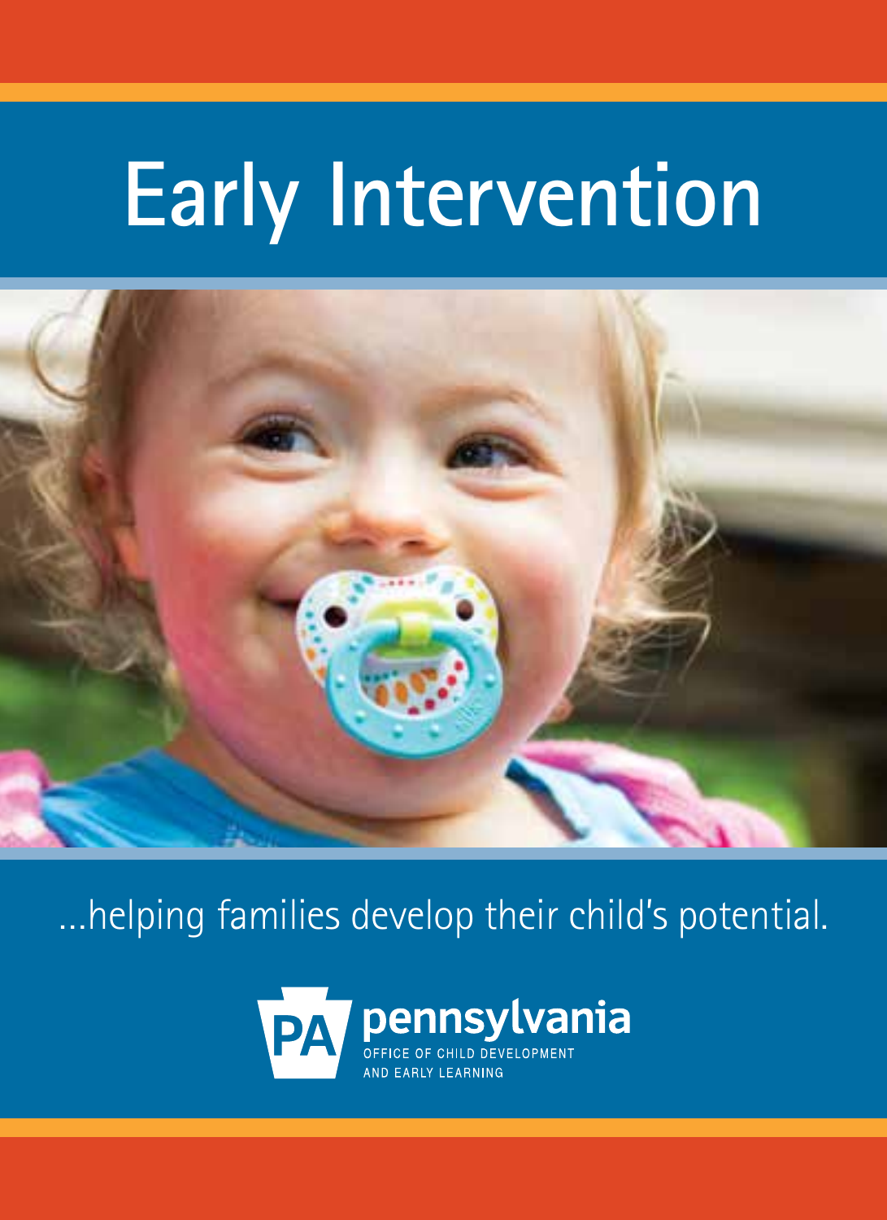# Early Intervention

...helping families develop their child's potential.

pennsylvania
OFFICE OF CHILD DEVELOPMENT
AND EARLY LEARNING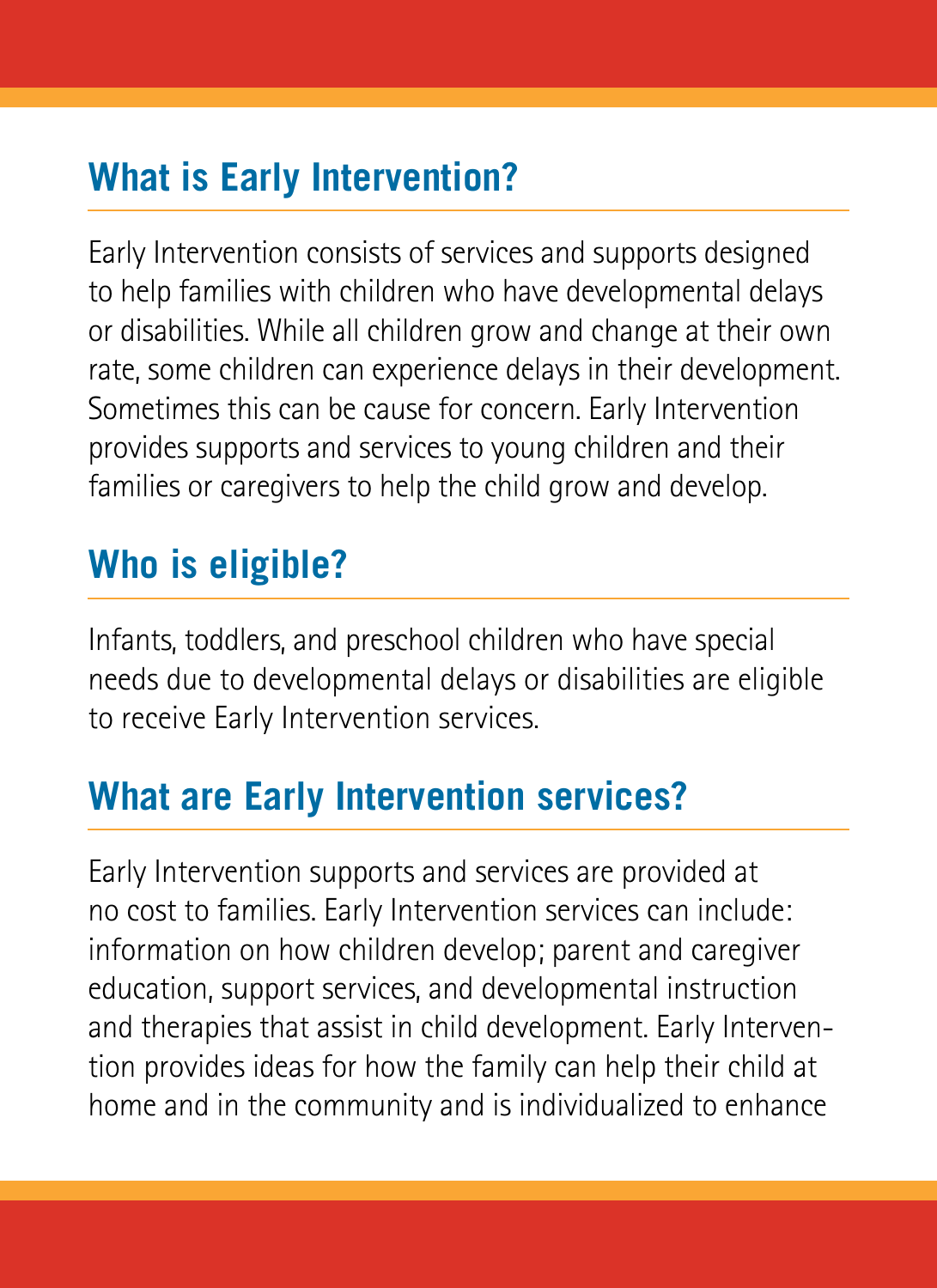## What is Early Intervention?

Early Intervention consists of services and supports designed to help families with children who have developmental delays or disabilities. While all children grow and change at their own rate, some children can experience delays in their development. Sometimes this can be cause for concern. Early Intervention provides supports and services to young children and their families or caregivers to help the child grow and develop.

## Who is eligible?

Infants, toddlers, and preschool children who have special needs due to developmental delays or disabilities are eligible to receive Early Intervention services.

## What are Early Intervention services?

Early Intervention supports and services are provided at no cost to families. Early Intervention services can include: information on how children develop; parent and caregiver education, support services, and developmental instruction and therapies that assist in child development. Early Intervention provides ideas for how the family can help their child at home and in the community and is individualized to enhance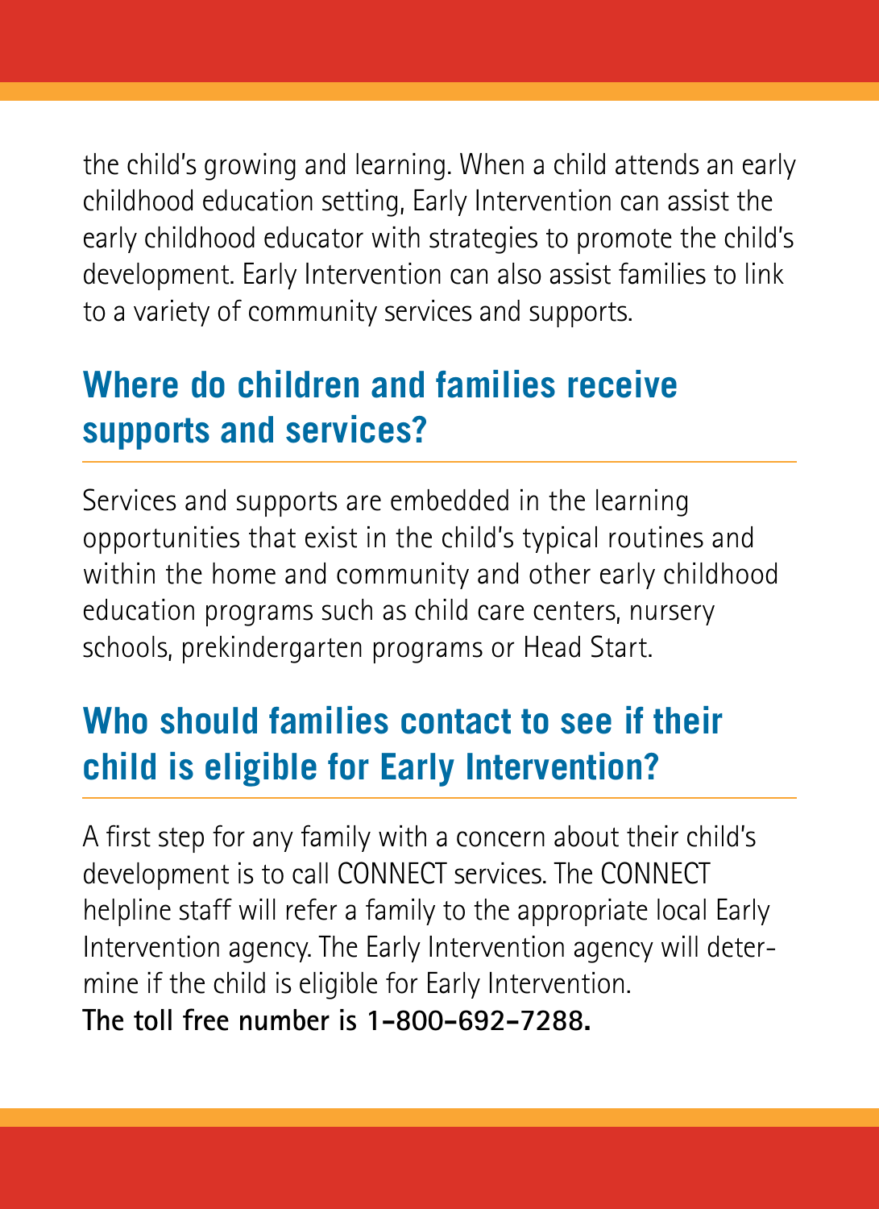the child's growing and learning. When a child attends an early childhood education setting, Early Intervention can assist the early childhood educator with strategies to promote the child's development. Early Intervention can also assist families to link to a variety of community services and supports.

## Where do children and families receive supports and services?

Services and supports are embedded in the learning opportunities that exist in the child's typical routines and within the home and community and other early childhood education programs such as child care centers, nursery schools, prekindergarten programs or Head Start.

## Who should families contact to see if their child is eligible for Early Intervention?

A first step for any family with a concern about their child's development is to call CONNECT services. The CONNECT helpline staff will refer a family to the appropriate local Early Intervention agency. The Early Intervention agency will determine if the child is eligible for Early Intervention.
**The toll free number is 1-800-692-7288.**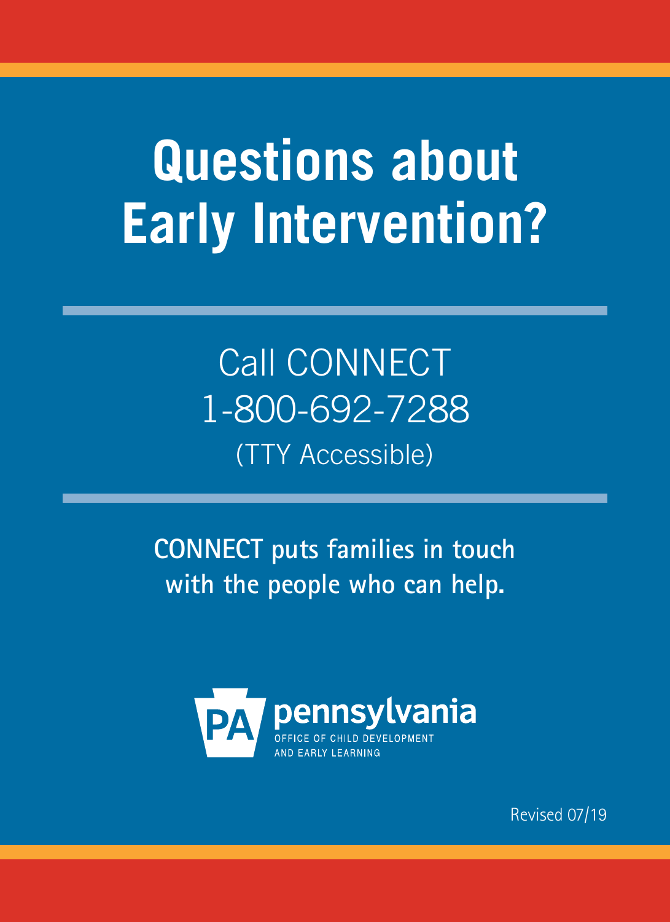# Questions about Early Intervention?

Call CONNECT
1-800-692-7288
(TTY Accessible)

**CONNECT puts families in touch with the people who can help.**

pennsylvania
OFFICE OF CHILD DEVELOPMENT
AND EARLY LEARNING

Revised 07/19